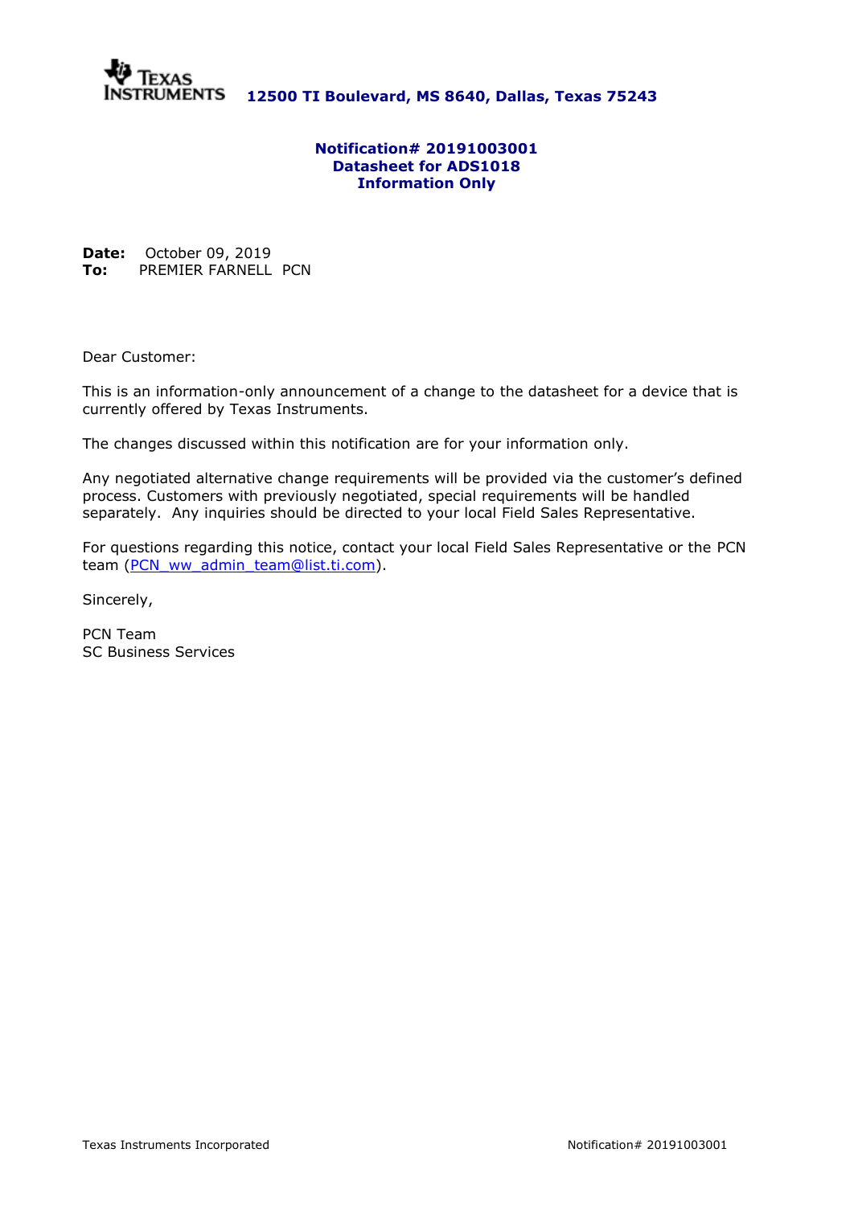**Texas Instruments** **12500 TI Boulevard, MS 8640, Dallas, Texas 75243**

**Notification# 20191003001**
**Datasheet for ADS1018**
**Information Only**

**Date:** October 09, 2019
**To:** PREMIER FARNELL PCN

Dear Customer:

This is an information-only announcement of a change to the datasheet for a device that is currently offered by Texas Instruments.

The changes discussed within this notification are for your information only.

Any negotiated alternative change requirements will be provided via the customer's defined process. Customers with previously negotiated, special requirements will be handled separately. Any inquiries should be directed to your local Field Sales Representative.

For questions regarding this notice, contact your local Field Sales Representative or the PCN team (PCN_ww_admin_team@list.ti.com).

Sincerely,

PCN Team
SC Business Services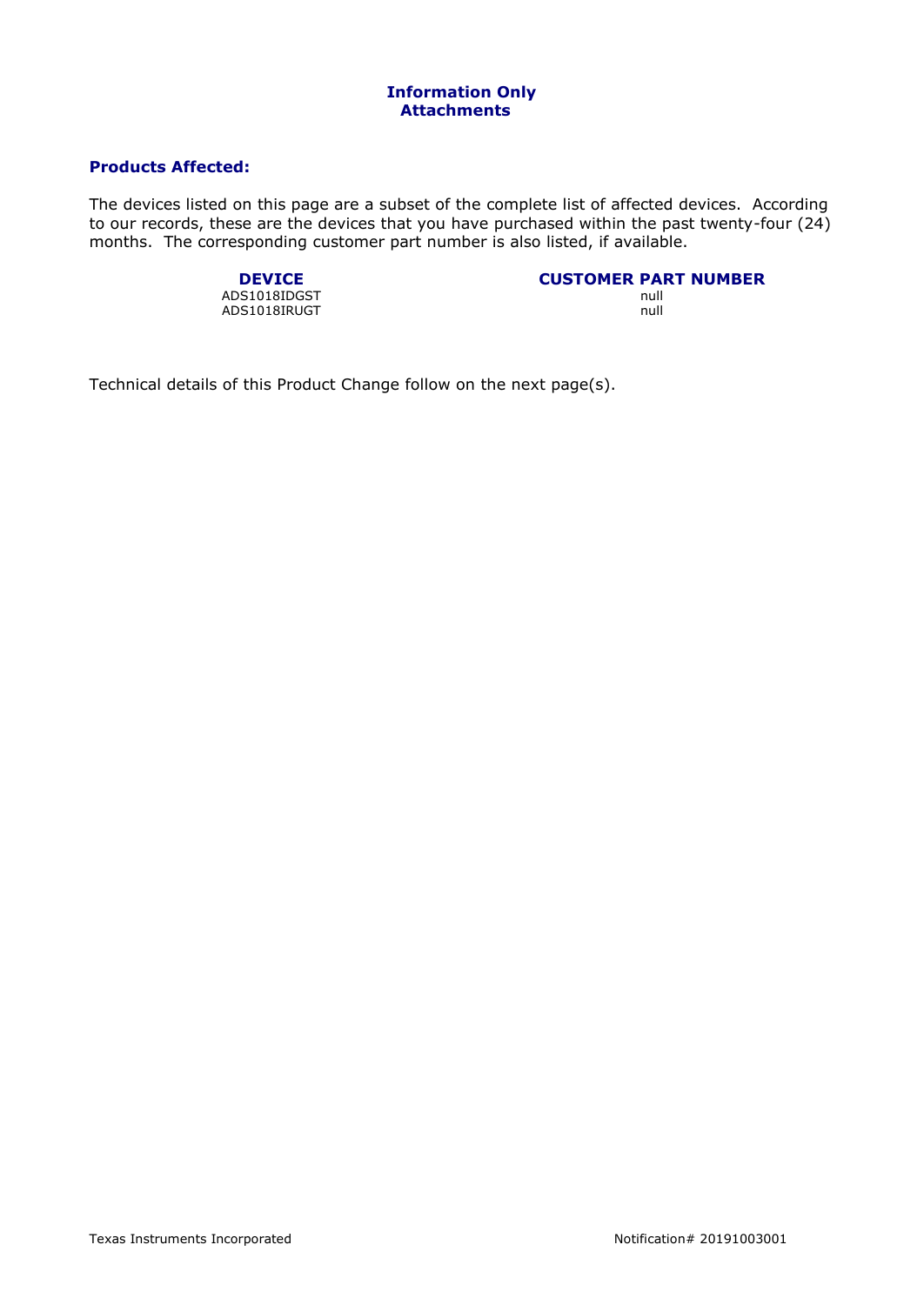## Information Only
## Attachments

### Products Affected:

The devices listed on this page are a subset of the complete list of affected devices. According to our records, these are the devices that you have purchased within the past twenty-four (24) months. The corresponding customer part number is also listed, if available.

| DEVICE | CUSTOMER PART NUMBER |
|---|---|
| ADS1018IDGST | null |
| ADS1018IRUGT | null |

Technical details of this Product Change follow on the next page(s).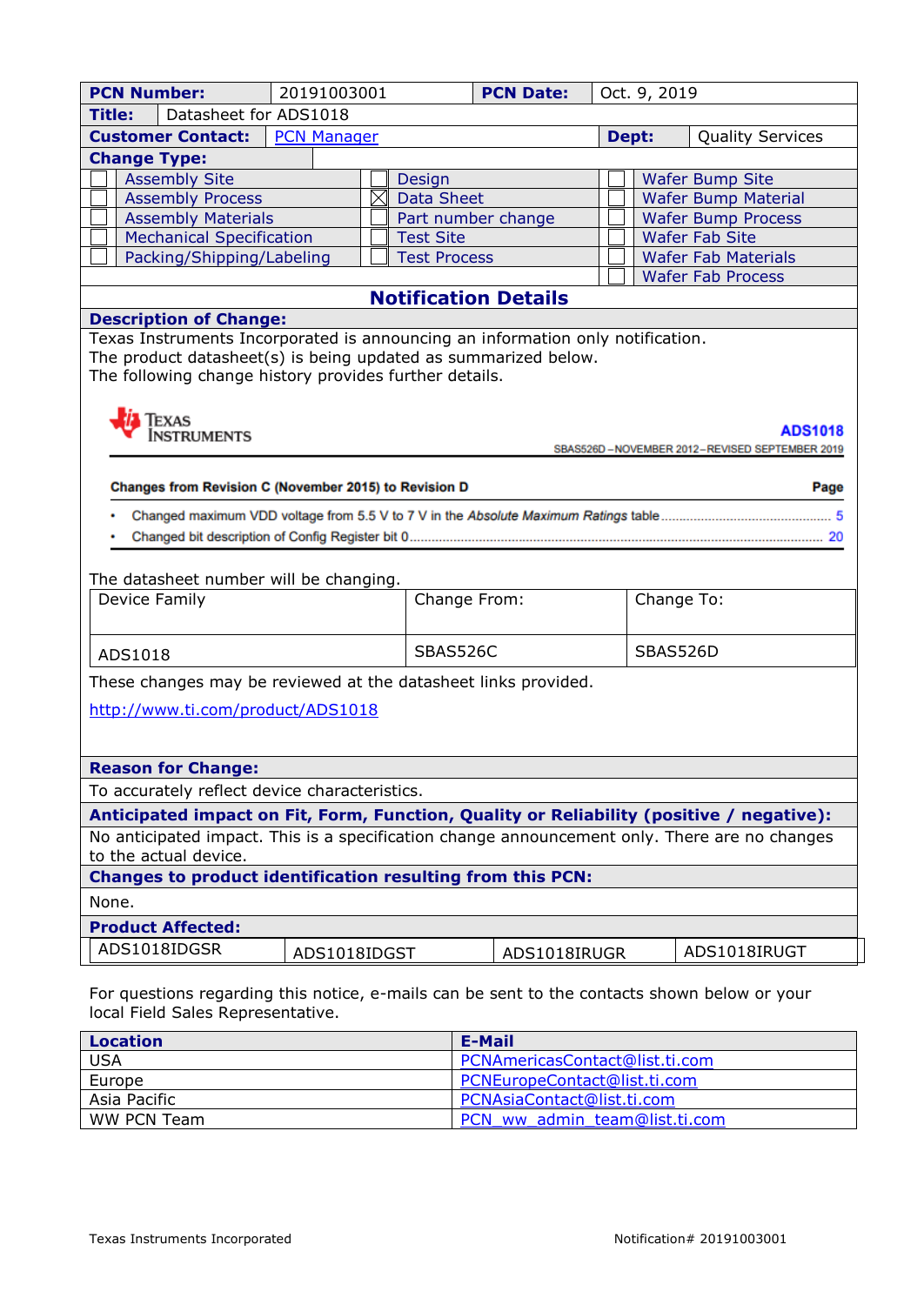| **PCN Number:** | 20191003001 | **PCN Date:** | Oct. 9, 2019 |
|---|---|---|---|
| **Title:** | Datasheet for ADS1018 | | |
| **Customer Contact:** | PCN Manager | **Dept:** | Quality Services |

**Change Type:**

| | | | | | |
|---|---|---|---|---|---|
| ☐ | Assembly Site | ☐ | Design | ☐ | Wafer Bump Site |
| ☐ | Assembly Process | ☒ | Data Sheet | ☐ | Wafer Bump Material |
| ☐ | Assembly Materials | ☐ | Part number change | ☐ | Wafer Bump Process |
| ☐ | Mechanical Specification | ☐ | Test Site | ☐ | Wafer Fab Site |
| ☐ | Packing/Shipping/Labeling | ☐ | Test Process | ☐ | Wafer Fab Materials |
| | | | | ☐ | Wafer Fab Process |

## Notification Details

**Description of Change:**

Texas Instruments Incorporated is announcing an information only notification.
The product datasheet(s) is being updated as summarized below.
The following change history provides further details.

Texas Instruments — **ADS1018**
SBAS526D – NOVEMBER 2012 – REVISED SEPTEMBER 2019

**Changes from Revision C (November 2015) to Revision D** — **Page**

- Changed maximum VDD voltage from 5.5 V to 7 V in the *Absolute Maximum Ratings* table .......... 5
- Changed bit description of Config Register bit 0 .......... 20

The datasheet number will be changing.

| Device Family | Change From: | Change To: |
|---|---|---|
| ADS1018 | SBAS526C | SBAS526D |

These changes may be reviewed at the datasheet links provided.

http://www.ti.com/product/ADS1018

**Reason for Change:**

To accurately reflect device characteristics.

**Anticipated impact on Fit, Form, Function, Quality or Reliability (positive / negative):**

No anticipated impact. This is a specification change announcement only. There are no changes to the actual device.

**Changes to product identification resulting from this PCN:**

None.

**Product Affected:**

| | | | |
|---|---|---|---|
| ADS1018IDGSR | ADS1018IDGST | ADS1018IRUGR | ADS1018IRUGT |

For questions regarding this notice, e-mails can be sent to the contacts shown below or your local Field Sales Representative.

| Location | E-Mail |
|---|---|
| USA | PCNAmericasContact@list.ti.com |
| Europe | PCNEuropeContact@list.ti.com |
| Asia Pacific | PCNAsiaContact@list.ti.com |
| WW PCN Team | PCN_ww_admin_team@list.ti.com |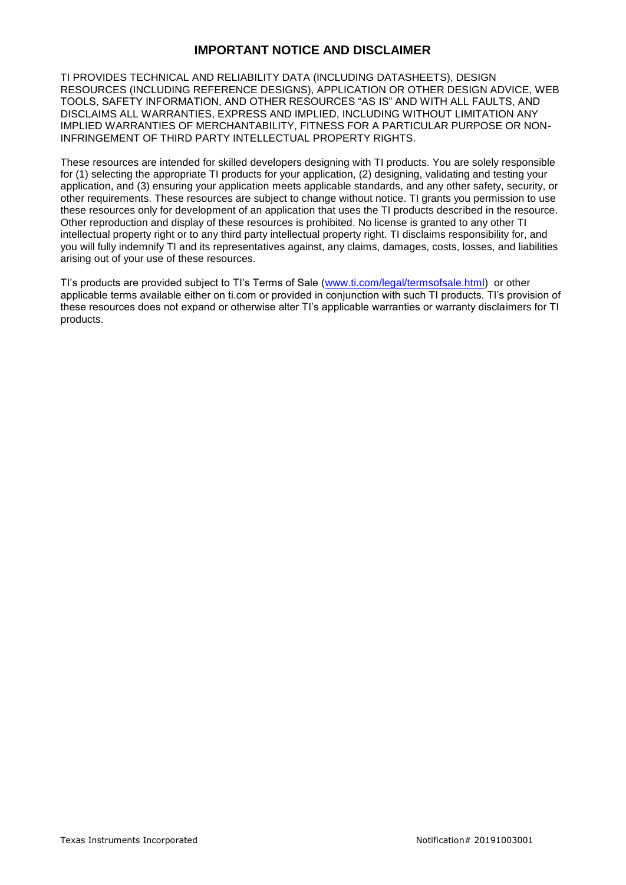# IMPORTANT NOTICE AND DISCLAIMER

TI PROVIDES TECHNICAL AND RELIABILITY DATA (INCLUDING DATASHEETS), DESIGN RESOURCES (INCLUDING REFERENCE DESIGNS), APPLICATION OR OTHER DESIGN ADVICE, WEB TOOLS, SAFETY INFORMATION, AND OTHER RESOURCES "AS IS" AND WITH ALL FAULTS, AND DISCLAIMS ALL WARRANTIES, EXPRESS AND IMPLIED, INCLUDING WITHOUT LIMITATION ANY IMPLIED WARRANTIES OF MERCHANTABILITY, FITNESS FOR A PARTICULAR PURPOSE OR NON-INFRINGEMENT OF THIRD PARTY INTELLECTUAL PROPERTY RIGHTS.

These resources are intended for skilled developers designing with TI products. You are solely responsible for (1) selecting the appropriate TI products for your application, (2) designing, validating and testing your application, and (3) ensuring your application meets applicable standards, and any other safety, security, or other requirements. These resources are subject to change without notice. TI grants you permission to use these resources only for development of an application that uses the TI products described in the resource. Other reproduction and display of these resources is prohibited. No license is granted to any other TI intellectual property right or to any third party intellectual property right. TI disclaims responsibility for, and you will fully indemnify TI and its representatives against, any claims, damages, costs, losses, and liabilities arising out of your use of these resources.

TI's products are provided subject to TI's Terms of Sale (www.ti.com/legal/termsofsale.html) or other applicable terms available either on ti.com or provided in conjunction with such TI products. TI's provision of these resources does not expand or otherwise alter TI's applicable warranties or warranty disclaimers for TI products.

Texas Instruments Incorporated

Notification# 20191003001